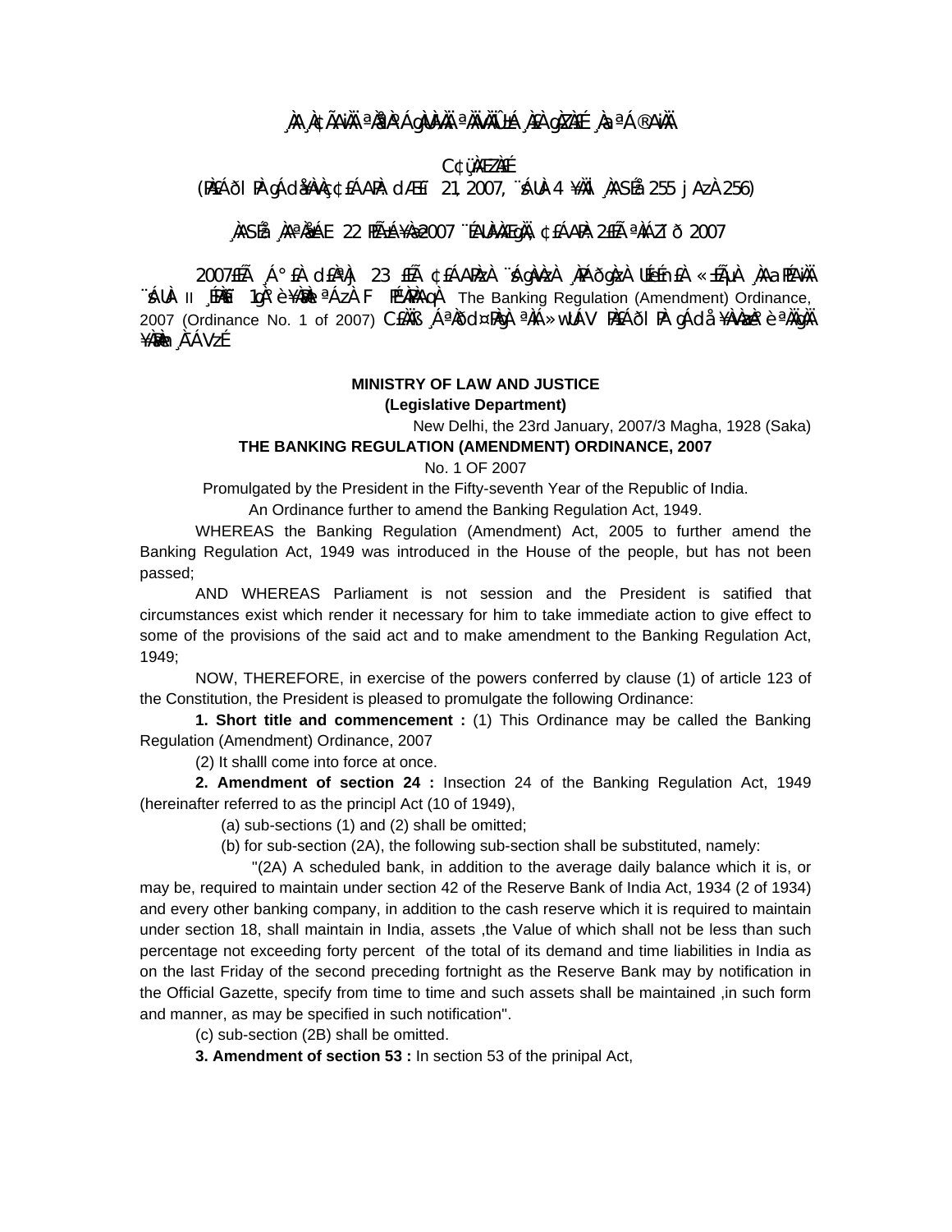¸ÀA¸À¢ÃAiÀÄ ªÀåªÀºÁgÀUÀ¼ÀÄ ªÀÄvÀÄÛ ±Á¸À£À gÀZÀ£É ¸ÀaªÁ®AiÀÄ

C¢ü¸ÀÆZÀ£É

(PÀ£ÁðlPÀ gÁdå¥ÀvÀç ¢£ÁAPÀ: dÆ£ï 21, 2007, ¨sÁUÀ-4 ¥ÀÄl ¸ÀASÉå 255 jAzÀ 256)

¸ÀASÉå ¸ÀAªÀå±ÁE 22 PÉÃAzÀæ 2007 ¨ÉAUÀ¼ÀÆgÀÄ, ¢£ÁAPÀ 2£Éà ªÀiÁZïð 2007

2007£Éà ¸Á°£À d£ÀªÀj 23 £Éà ¢£ÁAPÀzÀ ¨sÁgÀvÀzÀ ¸ÀPÁðgÀzÀ UÉeÉmï£À «±ÉõÀ ¸ÀAaPÉAiÀÄ ¨sÁUÀ II ¸ÉPÀë£ï 1gÀ°è ¥ÀæPÀlªÁzÀ F PÉ¼ÀPÀAqÀ The Banking Regulation (Amendment) Ordinance, 2007 (Ordinance No. 1 of 2007) C£ÀÄß ¸ÁªÀðd¤PÀgÀ ªÀiÁ»wUÁV PÀ£ÁðlPÀ gÁdå ¥ÀvÀæzÀ°è ªÀÄgÀÄ ¥ÀæPÀn¸À¯ÁVzÉ

**MINISTRY OF LAW AND JUSTICE**
**(Legislative Department)**

New Delhi, the 23rd January, 2007/3 Magha, 1928 (Saka)

**THE BANKING REGULATION (AMENDMENT) ORDINANCE, 2007**

No. 1 OF 2007

Promulgated by the President in the Fifty-seventh Year of the Republic of India.

An Ordinance further to amend the Banking Regulation Act, 1949.

WHEREAS the Banking Regulation (Amendment) Act, 2005 to further amend the Banking Regulation Act, 1949 was introduced in the House of the people, but has not been passed;

AND WHEREAS Parliament is not session and the President is satified that circumstances exist which render it necessary for him to take immediate action to give effect to some of the provisions of the said act and to make amendment to the Banking Regulation Act, 1949;

NOW, THEREFORE, in exercise of the powers conferred by clause (1) of article 123 of the Constitution, the President is pleased to promulgate the following Ordinance:

**1. Short title and commencement :** (1) This Ordinance may be called the Banking Regulation (Amendment) Ordinance, 2007

(2) It shalll come into force at once.

**2. Amendment of section 24 :** Insection 24 of the Banking Regulation Act, 1949 (hereinafter referred to as the principl Act (10 of 1949),

(a) sub-sections (1) and (2) shall be omitted;

(b) for sub-section (2A), the following sub-section shall be substituted, namely:

"(2A) A scheduled bank, in addition to the average daily balance which it is, or may be, required to maintain under section 42 of the Reserve Bank of India Act, 1934 (2 of 1934) and every other banking company, in addition to the cash reserve which it is required to maintain under section 18, shall maintain in India, assets ,the Value of which shall not be less than such percentage not exceeding forty percent of the total of its demand and time liabilities in India as on the last Friday of the second preceding fortnight as the Reserve Bank may by notification in the Official Gazette, specify from time to time and such assets shall be maintained ,in such form and manner, as may be specified in such notification".

(c) sub-section (2B) shall be omitted.

**3. Amendment of section 53 :** In section 53 of the prinipal Act,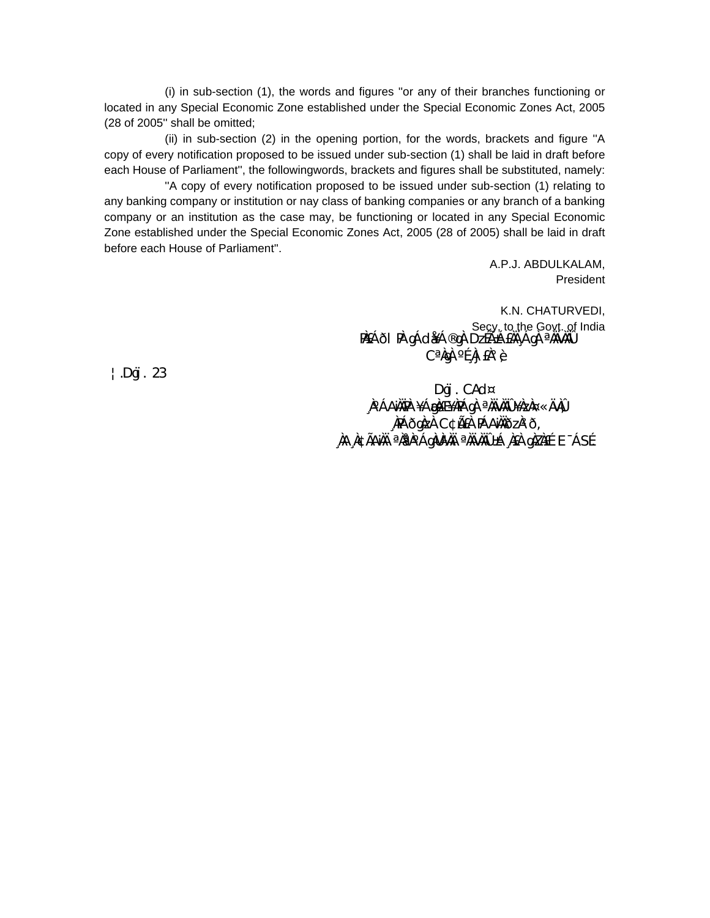(i) in sub-section (1), the words and figures "or any of their branches functioning or located in any Special Economic Zone established under the Special Economic Zones Act, 2005 (28 of 2005)" shall be omitted;

(ii) in sub-section (2) in the opening portion, for the words, brackets and figure "A copy of every notification proposed to be issued under sub-section (1) shall be laid in draft before each House of Parliament", the followingwords, brackets and figures shall be substituted, namely:

"A copy of every notification proposed to be issued under sub-section (1) relating to any banking company or institution or nay class of banking companies or any branch of a banking company or an institution as the case may, be functioning or located in any Special Economic Zone established under the Special Economic Zones Act, 2005 (28 of 2005) shall be laid in draft before each House of Parliament".

A.P.J. ABDULKALAM,
President

K.N. CHATURVEDI,
Secy. to the Govt. of India

PÀ£ÁðlPÀ gÁdå¥ÀvÀæzÀ°è ¥ÀæPÀn¸À¯ÁVzÉ
CªÀgÀ DzÉñÁ£ÀÄ¸ÁgÀ

¦.Dgï. 23

Dgï. CAd¤
¸ÀPÁðgÀzÀ C¢üÃ£À PÁAiÀÄðzÀ²ð,
¸ÀA¸À¢ÃAiÀÄ ªÀåªÀºÁgÀUÀ¼ÀÄ ªÀÄvÀÄÛ ±Á¸À£À gÀZÀ£É E¯ÁSÉ